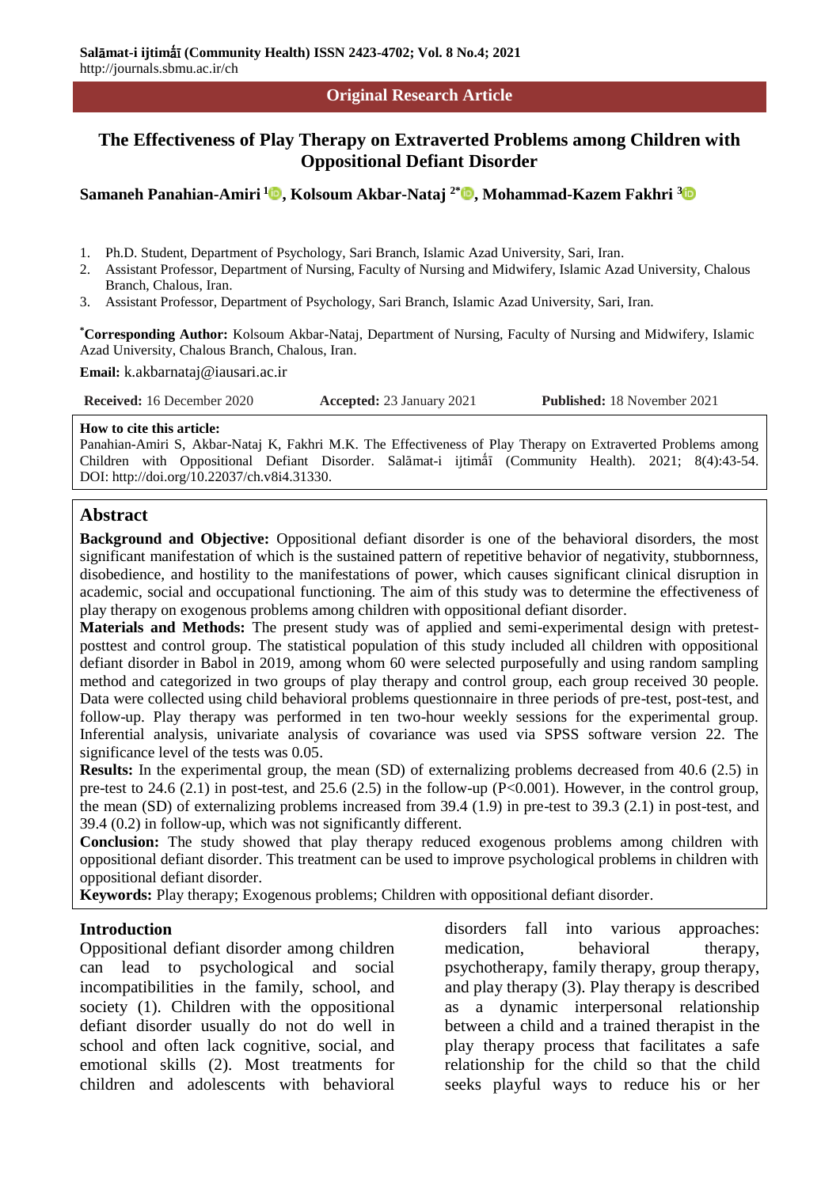**Salāmat-i ijtimā́ī (Community Health) ISSN 2423-4702; Vol. 8 No.4; 2021**
http://journals.sbmu.ac.ir/ch

**Original Research Article**

# The Effectiveness of Play Therapy on Extraverted Problems among Children with Oppositional Defiant Disorder

**Samaneh Panahian-Amiri [1], Kolsoum Akbar-Nataj [2*], Mohammad-Kazem Fakhri [3]**

1. Ph.D. Student, Department of Psychology, Sari Branch, Islamic Azad University, Sari, Iran.
2. Assistant Professor, Department of Nursing, Faculty of Nursing and Midwifery, Islamic Azad University, Chalous Branch, Chalous, Iran.
3. Assistant Professor, Department of Psychology, Sari Branch, Islamic Azad University, Sari, Iran.

**[*]Corresponding Author:** Kolsoum Akbar-Nataj, Department of Nursing, Faculty of Nursing and Midwifery, Islamic Azad University, Chalous Branch, Chalous, Iran.

**Email:** k.akbarnataj@iausari.ac.ir

**Received:** 16 December 2020 **Accepted:** 23 January 2021 **Published:** 18 November 2021

**How to cite this article:**
Panahian-Amiri S, Akbar-Nataj K, Fakhri M.K. The Effectiveness of Play Therapy on Extraverted Problems among Children with Oppositional Defiant Disorder. Salāmat-i ijtimā́ī (Community Health). 2021; 8(4):43-54. DOI: http://doi.org/10.22037/ch.v8i4.31330.

## Abstract

**Background and Objective:** Oppositional defiant disorder is one of the behavioral disorders, the most significant manifestation of which is the sustained pattern of repetitive behavior of negativity, stubbornness, disobedience, and hostility to the manifestations of power, which causes significant clinical disruption in academic, social and occupational functioning. The aim of this study was to determine the effectiveness of play therapy on exogenous problems among children with oppositional defiant disorder.

**Materials and Methods:** The present study was of applied and semi-experimental design with pretest-posttest and control group. The statistical population of this study included all children with oppositional defiant disorder in Babol in 2019, among whom 60 were selected purposefully and using random sampling method and categorized in two groups of play therapy and control group, each group received 30 people. Data were collected using child behavioral problems questionnaire in three periods of pre-test, post-test, and follow-up. Play therapy was performed in ten two-hour weekly sessions for the experimental group. Inferential analysis, univariate analysis of covariance was used via SPSS software version 22. The significance level of the tests was 0.05.

**Results:** In the experimental group, the mean (SD) of externalizing problems decreased from 40.6 (2.5) in pre-test to 24.6 (2.1) in post-test, and 25.6 (2.5) in the follow-up ($P<0.001$). However, in the control group, the mean (SD) of externalizing problems increased from 39.4 (1.9) in pre-test to 39.3 (2.1) in post-test, and 39.4 (0.2) in follow-up, which was not significantly different.

**Conclusion:** The study showed that play therapy reduced exogenous problems among children with oppositional defiant disorder. This treatment can be used to improve psychological problems in children with oppositional defiant disorder.

**Keywords:** Play therapy; Exogenous problems; Children with oppositional defiant disorder.

## Introduction

Oppositional defiant disorder among children can lead to psychological and social incompatibilities in the family, school, and society (1). Children with the oppositional defiant disorder usually do not do well in school and often lack cognitive, social, and emotional skills (2). Most treatments for children and adolescents with behavioral disorders fall into various approaches: medication, behavioral therapy, psychotherapy, family therapy, group therapy, and play therapy (3). Play therapy is described as a dynamic interpersonal relationship between a child and a trained therapist in the play therapy process that facilitates a safe relationship for the child so that the child seeks playful ways to reduce his or her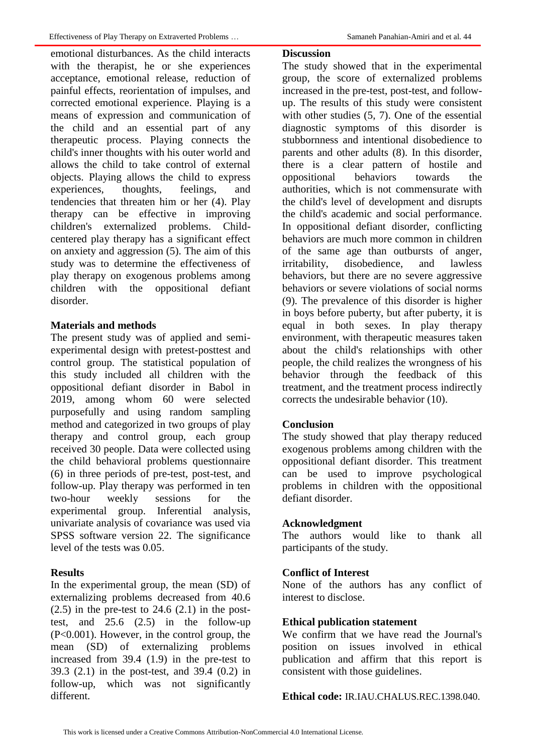emotional disturbances. As the child interacts with the therapist, he or she experiences acceptance, emotional release, reduction of painful effects, reorientation of impulses, and corrected emotional experience. Playing is a means of expression and communication of the child and an essential part of any therapeutic process. Playing connects the child's inner thoughts with his outer world and allows the child to take control of external objects. Playing allows the child to express experiences, thoughts, feelings, and tendencies that threaten him or her (4). Play therapy can be effective in improving children's externalized problems. Child-centered play therapy has a significant effect on anxiety and aggression (5). The aim of this study was to determine the effectiveness of play therapy on exogenous problems among children with the oppositional defiant disorder.

**Materials and methods**

The present study was of applied and semi-experimental design with pretest-posttest and control group. The statistical population of this study included all children with the oppositional defiant disorder in Babol in 2019, among whom 60 were selected purposefully and using random sampling method and categorized in two groups of play therapy and control group, each group received 30 people. Data were collected using the child behavioral problems questionnaire (6) in three periods of pre-test, post-test, and follow-up. Play therapy was performed in ten two-hour weekly sessions for the experimental group. Inferential analysis, univariate analysis of covariance was used via SPSS software version 22. The significance level of the tests was 0.05.

**Results**

In the experimental group, the mean (SD) of externalizing problems decreased from 40.6 (2.5) in the pre-test to 24.6 (2.1) in the post-test, and 25.6 (2.5) in the follow-up ($P<0.001$). However, in the control group, the mean (SD) of externalizing problems increased from 39.4 (1.9) in the pre-test to 39.3 (2.1) in the post-test, and 39.4 (0.2) in follow-up, which was not significantly different.

**Discussion**

The study showed that in the experimental group, the score of externalized problems increased in the pre-test, post-test, and follow-up. The results of this study were consistent with other studies (5, 7). One of the essential diagnostic symptoms of this disorder is stubbornness and intentional disobedience to parents and other adults (8). In this disorder, there is a clear pattern of hostile and oppositional behaviors towards the authorities, which is not commensurate with the child's level of development and disrupts the child's academic and social performance. In oppositional defiant disorder, conflicting behaviors are much more common in children of the same age than outbursts of anger, irritability, disobedience, and lawless behaviors, but there are no severe aggressive behaviors or severe violations of social norms (9). The prevalence of this disorder is higher in boys before puberty, but after puberty, it is equal in both sexes. In play therapy environment, with therapeutic measures taken about the child's relationships with other people, the child realizes the wrongness of his behavior through the feedback of this treatment, and the treatment process indirectly corrects the undesirable behavior (10).

**Conclusion**

The study showed that play therapy reduced exogenous problems among children with the oppositional defiant disorder. This treatment can be used to improve psychological problems in children with the oppositional defiant disorder.

**Acknowledgment**

The authors would like to thank all participants of the study.

**Conflict of Interest**

None of the authors has any conflict of interest to disclose.

**Ethical publication statement**

We confirm that we have read the Journal's position on issues involved in ethical publication and affirm that this report is consistent with those guidelines.

**Ethical code:** IR.IAU.CHALUS.REC.1398.040.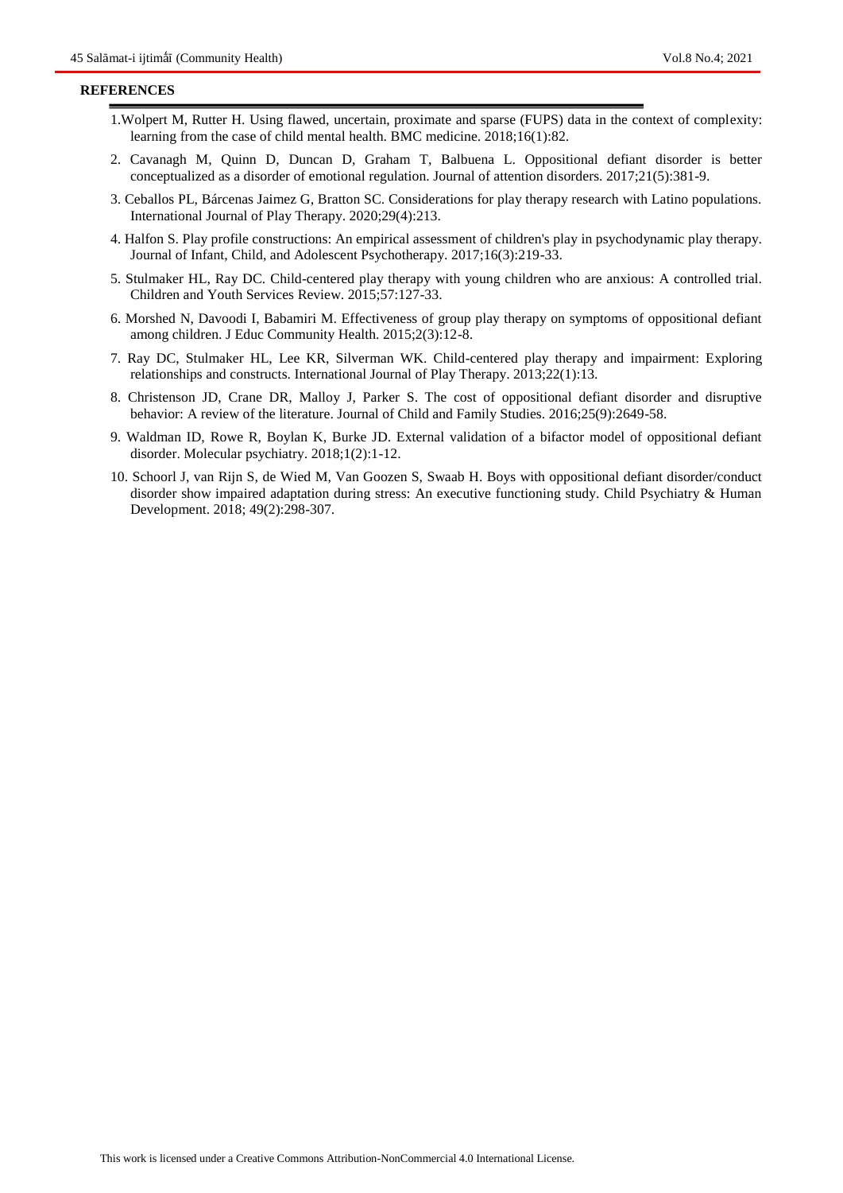## REFERENCES

1. Wolpert M, Rutter H. Using flawed, uncertain, proximate and sparse (FUPS) data in the context of complexity: learning from the case of child mental health. BMC medicine. 2018;16(1):82.
2. Cavanagh M, Quinn D, Duncan D, Graham T, Balbuena L. Oppositional defiant disorder is better conceptualized as a disorder of emotional regulation. Journal of attention disorders. 2017;21(5):381-9.
3. Ceballos PL, Bárcenas Jaimez G, Bratton SC. Considerations for play therapy research with Latino populations. International Journal of Play Therapy. 2020;29(4):213.
4. Halfon S. Play profile constructions: An empirical assessment of children's play in psychodynamic play therapy. Journal of Infant, Child, and Adolescent Psychotherapy. 2017;16(3):219-33.
5. Stulmaker HL, Ray DC. Child-centered play therapy with young children who are anxious: A controlled trial. Children and Youth Services Review. 2015;57:127-33.
6. Morshed N, Davoodi I, Babamiri M. Effectiveness of group play therapy on symptoms of oppositional defiant among children. J Educ Community Health. 2015;2(3):12-8.
7. Ray DC, Stulmaker HL, Lee KR, Silverman WK. Child-centered play therapy and impairment: Exploring relationships and constructs. International Journal of Play Therapy. 2013;22(1):13.
8. Christenson JD, Crane DR, Malloy J, Parker S. The cost of oppositional defiant disorder and disruptive behavior: A review of the literature. Journal of Child and Family Studies. 2016;25(9):2649-58.
9. Waldman ID, Rowe R, Boylan K, Burke JD. External validation of a bifactor model of oppositional defiant disorder. Molecular psychiatry. 2018;1(2):1-12.
10. Schoorl J, van Rijn S, de Wied M, Van Goozen S, Swaab H. Boys with oppositional defiant disorder/conduct disorder show impaired adaptation during stress: An executive functioning study. Child Psychiatry & Human Development. 2018; 49(2):298-307.

This work is licensed under a Creative Commons Attribution-NonCommercial 4.0 International License.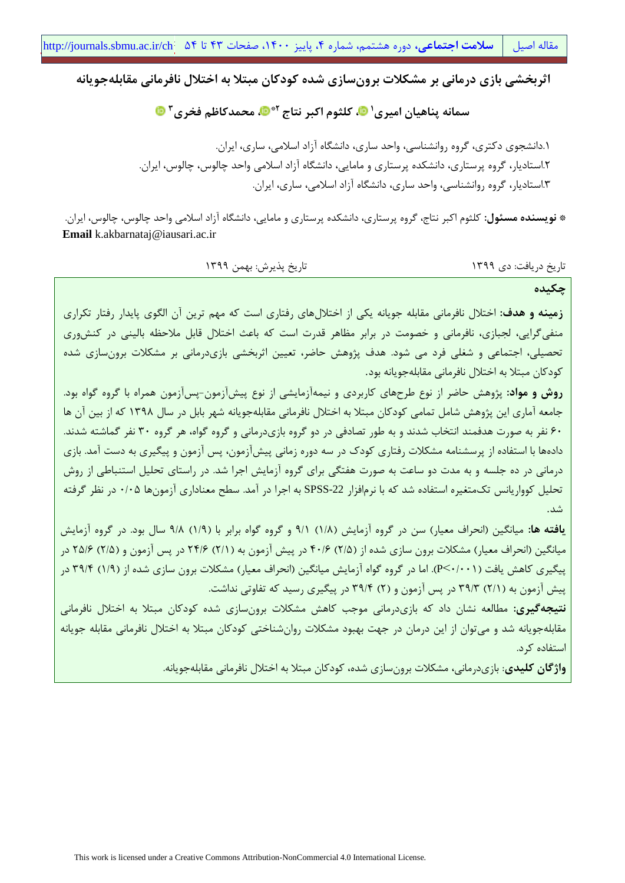# اثربخشی بازی درمانی بر مشکلات برون‌سازی شده کودکان مبتلا به اختلال نافرمانی مقابله‌جویانه

**سمانه پناهیان امیری[1]، کلثوم اکبر نتاج [2*]، محمدکاظم فخری[3]**

۱.دانشجوی دکتری، گروه روانشناسی، واحد ساری، دانشگاه آزاد اسلامی، ساری، ایران.

۲.استادیار، گروه پرستاری، دانشکده پرستاری و مامایی، دانشگاه آزاد اسلامی واحد چالوس، چالوس، ایران.

۳.استادیار، گروه روانشناسی، واحد ساری، دانشگاه آزاد اسلامی، ساری، ایران.

\* **نویسنده مسئول:** کلثوم اکبر نتاج، گروه پرستاری، دانشکده پرستاری و مامایی، دانشگاه آزاد اسلامی واحد چالوس، چالوس، ایران.
**Email** k.akbarnataj@iausari.ac.ir

تاریخ دریافت: دی ۱۳۹۹ تاریخ پذیرش: بهمن ۱۳۹۹

## چکیده

**زمینه و هدف:** اختلال نافرمانی مقابله جویانه یکی از اختلال‌های رفتاری است که مهم ترین آن الگوی پایدار رفتار تکراری منفی‌گرایی، لجبازی، نافرمانی و خصومت در برابر مظاهر قدرت است که باعث اختلال قابل ملاحظه بالینی در کنشوری تحصیلی، اجتماعی و شغلی فرد می شود. هدف پژوهش حاضر، تعیین اثربخشی بازی‌درمانی بر مشکلات برون‌سازی شده کودکان مبتلا به اختلال نافرمانی مقابله‌جویانه بود.

**روش و مواد:** پژوهش حاضر از نوع طرح‌های کاربردی و نیمه‌آزمایشی از نوع پیش‌آزمون-پس‌آزمون همراه با گروه گواه بود. جامعه آماری این پژوهش شامل تمامی کودکان مبتلا به اختلال نافرمانی مقابله‌جویانه شهر بابل در سال ۱۳۹۸ که از بین آن ها ۶۰ نفر به صورت هدفمند انتخاب شدند و به طور تصادفی در دو گروه بازی‌درمانی و گروه گواه، هر گروه ۳۰ نفر گماشته شدند. داده‌ها با استفاده از پرسشنامه مشکلات رفتاری کودک در سه دوره زمانی پیش‌آزمون، پس آزمون و پیگیری به دست آمد. بازی درمانی در ده جلسه و به مدت دو ساعت به صورت هفتگی برای گروه آزمایش اجرا شد. در راستای تحلیل استنباطی از روش تحلیل کوواریانس تک‌متغیره استفاده شد که با نرم‌افزار SPSS-22 به اجرا در آمد. سطح معناداری آزمون‌ها ۰/۰۵ در نظر گرفته شد.

**یافته ها:** میانگین (انحراف معیار) سن در گروه آزمایش (۱/۸) ۹/۱ و گروه گواه برابر با (۱/۹) ۹/۸ سال بود. در گروه آزمایش میانگین (انحراف معیار) مشکلات برون سازی شده از (۲/۵) ۴۰/۶ در پیش آزمون به (۲/۱) ۲۴/۶ در پس آزمون و (۲/۵) ۲۵/۶ در پیگیری کاهش یافت (P<۰/۰۰۱). اما در گروه گواه آزمایش میانگین (انحراف معیار) مشکلات برون سازی شده از (۱/۹) ۳۹/۴ در پیش آزمون به (۲/۱) ۳۹/۳ در پس آزمون و (۲) ۳۹/۴ در پیگیری رسید که تفاوتی نداشت.

**نتیجه‌گیری:** مطالعه نشان داد که بازی‌درمانی موجب کاهش مشکلات برون‌سازی شده کودکان مبتلا به اختلال نافرمانی مقابله‌جویانه شد و می‌توان از این درمان در جهت بهبود مشکلات روان‌شناختی کودکان مبتلا به اختلال نافرمانی مقابله جویانه استفاده کرد.

**واژگان کلیدی**: بازی‌درمانی، مشکلات برون‌سازی شده، کودکان مبتلا به اختلال نافرمانی مقابله‌جویانه.

This work is licensed under a Creative Commons Attribution-NonCommercial 4.0 International License.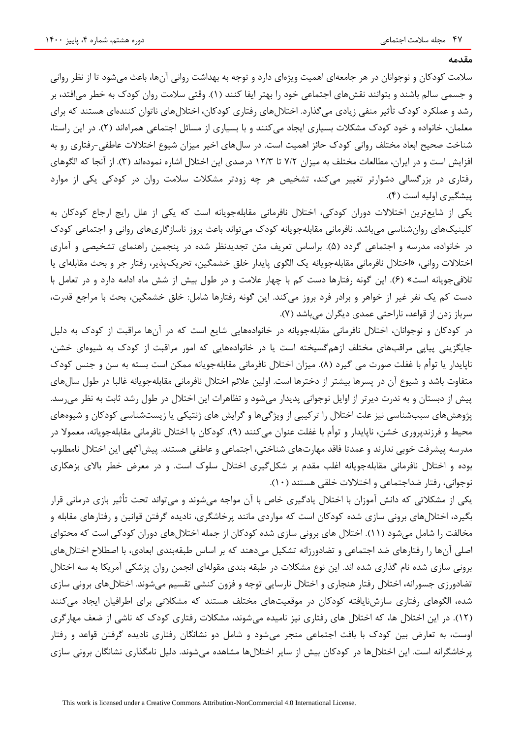## مقدمه

سلامت کودکان و نوجوانان در هر جامعه‌ای اهمیت ویژه‌ای دارد و توجه به بهداشت روانی آن‌ها، باعث می‌شود تا از نظر روانی و جسمی سالم باشند و بتوانند نقش‌های اجتماعی خود را بهتر ایفا کنند (۱). وقتی سلامت روان کودک به خطر می‌افتد، بر رشد و عملکرد کودک تأثیر منفی زیادی می‌گذارد. اختلال‌های رفتاری کودکان، اختلال‌های ناتوان کننده‌ای هستند که برای معلمان، خانواده و خود کودک مشکلات بسیاری ایجاد می‌کنند و با بسیاری از مسائل اجتماعی همراه‌اند (۲). در این راستا، شناخت صحیح ابعاد مختلف روانی کودک حائز اهمیت است. در سال‌های اخیر میزان شیوع اختلالات عاطفی-رفتاری رو به افزایش است و در ایران، مطالعات مختلف به میزان ۷/۲ تا ۱۲/۳ درصدی این اختلال اشاره نموده‌اند (۳). از آنجا که الگوهای رفتاری در بزرگسالی دشوارتر تغییر می‌کند، تشخیص هر چه زودتر مشکلات سلامت روان در کودکی یکی از موارد پیشگیری اولیه است (۴).

یکی از شایع‌ترین اختلالات دوران کودکی، اختلال نافرمانی مقابله‌جویانه است که یکی از علل رایج ارجاع کودکان به کلینیک‌های روان‌شناسی می‌باشد. نافرمانی مقابله‌جویانه کودک می‌تواند باعث بروز ناسازگاری‌های روانی و اجتماعی کودک در خانواده، مدرسه و اجتماعی گردد (۵). براساس تعریف متن تجدیدنظر شده در پنجمین راهنمای تشخیصی و آماری اختلالات روانی، «اختلال نافرمانی مقابله‌جویانه یک الگوی پایدار خلق خشمگین، تحریک‌پذیر، رفتار جر و بحث مقابله‌ای یا تلافی‌جویانه است» (۶). این گونه رفتارها دست کم با چهار علامت و در طول بیش از شش ماه ادامه دارد و در تعامل با دست کم یک نفر غیر از خواهر و برادر فرد بروز می‌کند. این گونه رفتارها شامل: خلق خشمگین، بحث با مراجع قدرت، سرباز زدن از قواعد، ناراحتی عمدی دیگران می‌باشد (۷).

در کودکان و نوجوانان، اختلال نافرمانی مقابله‌جویانه در خانواده‌هایی شایع است که در آن‌ها مراقبت از کودک به دلیل جایگزینی پیاپی مراقب‌های مختلف ازهم‌گسیخته است یا در خانواده‌هایی که امور مراقبت از کودک به شیوه‌ای خشن، ناپایدار یا توأم با غفلت صورت می گیرد (۸). میزان اختلال نافرمانی مقابله‌جویانه ممکن است بسته به سن و جنس کودک متفاوت باشد و شیوع آن در پسرها بیشتر از دخترها است. اولین علائم اختلال نافرمانی مقابله‌جویانه غالبا در طول سال‌های پیش از دبستان و به ندرت دیرتر از اوایل نوجوانی پدیدار می‌شود و تظاهرات این اختلال در طول رشد ثابت به نظر می‌رسد. پژوهش‌های سبب‌شناسی نیز علت اختلال را ترکیبی از ویژگی‌ها و گرایش های ژنتیکی یا زیست‌شناسی کودکان و شیوه‌های محیط و فرزندپروری خشن، ناپایدار و توأم با غفلت عنوان می‌کنند (۹). کودکان با اختلال نافرمانی مقابله‌جویانه، معمولا در مدرسه پیشرفت خوبی ندارند و عمدتا فاقد مهارت‌های شناختی، اجتماعی و عاطفی هستند. پیش‌آگهی این اختلال نامطلوب بوده و اختلال نافرمانی مقابله‌جویانه اغلب مقدم بر شکل‌گیری اختلال سلوک است. و در معرض خطر بالای بزهکاری نوجوانی، رفتار ضداجتماعی و اختلالات خلقی هستند (۱۰).

یکی از مشکلاتی که دانش آموزان با اختلال یادگیری خاص با آن مواجه می‌شوند و می‌تواند تحت تأثیر بازی درمانی قرار بگیرد، اختلال‌های برونی سازی شده کودکان است که مواردی مانند پرخاشگری، نادیده گرفتن قوانین و رفتارهای مقابله و مخالفت را شامل می‌شود (۱۱). اختلال های برونی سازی شده کودکان از جمله اختلال‌های دوران کودکی است که محتوای اصلی آن‌ها را رفتارهای ضد اجتماعی و تضادورزانه تشکیل می‌دهند که بر اساس طبقه‌بندی ابعادی، با اصطلاح اختلال‌های برونی سازی شده نام گذاری شده اند. این نوع مشکلات در طبقه بندی مقوله‌ای انجمن روان پزشکی آمریکا به سه اختلال تضادورزی جسورانه، اختلال رفتار هنجاری و اختلال نارسایی توجه و فزون کنشی تقسیم می‌شوند. اختلال‌های برونی سازی شده، الگوهای رفتاری سازش‌نایافته کودکان در موقعیت‌های مختلف هستند که مشکلاتی برای اطرافیان ایجاد می‌کنند (۱۲). در این اختلال ها، که اختلال های رفتاری نیز نامیده می‌شوند، مشکلات رفتاری کودک که ناشی از ضعف مهارگری اوست، به تعارض بین کودک با بافت اجتماعی منجر می‌شود و شامل دو نشانگان رفتاری نادیده گرفتن قواعد و رفتار پرخاشگرانه است. این اختلال‌ها در کودکان بیش از سایر اختلال‌ها مشاهده می‌شوند. دلیل نامگذاری نشانگان برونی سازی

This work is licensed under a Creative Commons Attribution-NonCommercial 4.0 International License.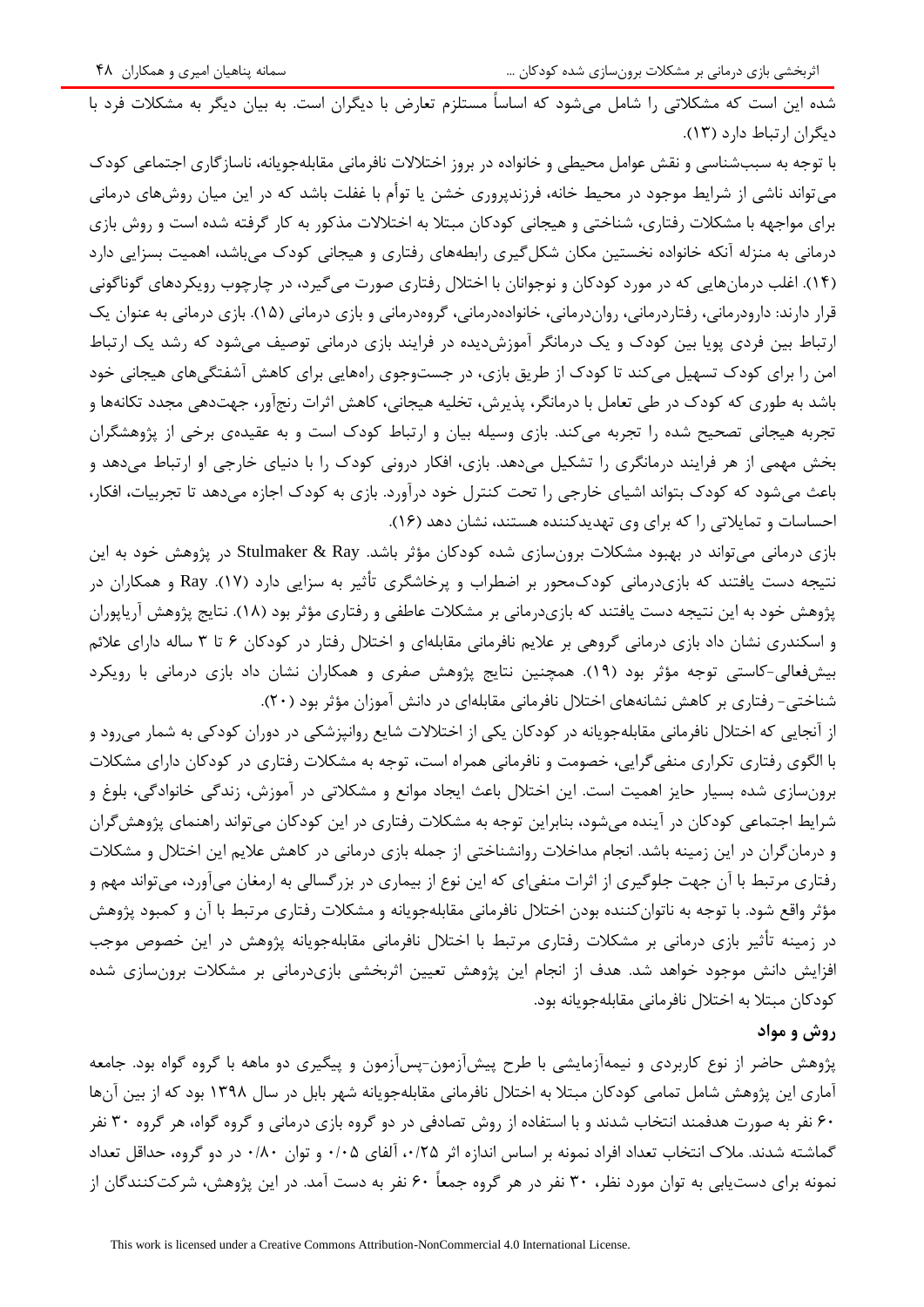شده این است که مشکلاتی را شامل می‌شود که اساساً مستلزم تعارض با دیگران است. به بیان دیگر به مشکلات فرد با دیگران ارتباط دارد (۱۳).

با توجه به سبب‌شناسی و نقش عوامل محیطی و خانواده در بروز اختلالات نافرمانی مقابله‌جویانه، ناسازگاری اجتماعی کودک می‌تواند ناشی از شرایط موجود در محیط خانه، فرزندپروری خشن یا توأم با غفلت باشد که در این میان روش‌های درمانی برای مواجهه با مشکلات رفتاری، شناختی و هیجانی کودکان مبتلا به اختلالات مذکور به کار گرفته شده است و روش بازی درمانی به منزله آنکه خانواده نخستین مکان شکل‌گیری رابطه‌های رفتاری و هیجانی کودک می‌باشد، اهمیت بسزایی دارد (۱۴). اغلب درمان‌هایی که در مورد کودکان و نوجوانان با اختلال رفتاری صورت می‌گیرد، در چارچوب رویکردهای گوناگونی قرار دارند: دارودرمانی، رفتاردرمانی، روان‌درمانی، خانواده‌درمانی، گروه‌درمانی و بازی درمانی (۱۵). بازی درمانی به عنوان یک ارتباط بین فردی پویا بین کودک و یک درمانگر آموزش‌دیده در فرایند بازی درمانی توصیف می‌شود که رشد یک ارتباط امن را برای کودک تسهیل می‌کند تا کودک از طریق بازی، در جست‌وجوی راه‌هایی برای کاهش آشفتگی‌های هیجانی خود باشد به طوری که کودک در طی تعامل با درمانگر، پذیرش، تخلیه هیجانی، کاهش اثرات رنج‌آور، جهت‌دهی مجدد تکانه‌ها و تجربه هیجانی تصحیح شده را تجربه می‌کند. بازی وسیله بیان و ارتباط کودک است و به عقیده‌ی برخی از پژوهشگران بخش مهمی از هر فرایند درمانگری را تشکیل می‌دهد. بازی، افکار درونی کودک را با دنیای خارجی او ارتباط می‌دهد و باعث می‌شود که کودک بتواند اشیای خارجی را تحت کنترل خود درآورد. بازی به کودک اجازه می‌دهد تا تجربیات، افکار، احساسات و تمایلاتی را که برای وی تهدیدکننده هستند، نشان دهد (۱۶).

بازی درمانی می‌تواند در بهبود مشکلات برون‌سازی شده کودکان مؤثر باشد. Stulmaker & Ray در پژوهش خود به این نتیجه دست یافتند که بازی‌درمانی کودک‌محور بر اضطراب و پرخاشگری تأثیر به سزایی دارد (۱۷). Ray و همکاران در پژوهش خود به این نتیجه دست یافتند که بازی‌درمانی بر مشکلات عاطفی و رفتاری مؤثر بود (۱۸). نتایج پژوهش آریاپوران و اسکندری نشان داد بازی درمانی گروهی بر علایم نافرمانی مقابله‌ای و اختلال رفتار در کودکان ۶ تا ۳ ساله دارای علائم بیش‌فعالی-کاستی توجه مؤثر بود (۱۹). همچنین نتایج پژوهش صفری و همکاران نشان داد بازی درمانی با رویکرد شناختی- رفتاری بر کاهش نشانه‌های اختلال نافرمانی مقابله‌ای در دانش آموزان مؤثر بود (۲۰).

از آنجایی که اختلال نافرمانی مقابله‌جویانه در کودکان یکی از اختلالات شایع روانپزشکی در دوران کودکی به شمار می‌رود و با الگوی رفتاری تکراری منفی‌گرایی، خصومت و نافرمانی همراه است، توجه به مشکلات رفتاری در کودکان دارای مشکلات برون‌سازی شده بسیار حایز اهمیت است. این اختلال باعث ایجاد موانع و مشکلاتی در آموزش، زندگی خانوادگی، بلوغ و شرایط اجتماعی کودکان در آینده می‌شود، بنابراین توجه به مشکلات رفتاری در این کودکان می‌تواند راهنمای پژوهش‌گران و درمان‌گران در این زمینه باشد. انجام مداخلات روانشناختی از جمله بازی درمانی در کاهش علایم این اختلال و مشکلات رفتاری مرتبط با آن جهت جلوگیری از اثرات منفی‌ای که این نوع از بیماری در بزرگسالی به ارمغان می‌آورد، می‌تواند مهم و مؤثر واقع شود. با توجه به ناتوان‌کننده بودن اختلال نافرمانی مقابله‌جویانه و مشکلات رفتاری مرتبط با آن و کمبود پژوهش در زمینه تأثیر بازی درمانی بر مشکلات رفتاری مرتبط با اختلال نافرمانی مقابله‌جویانه پژوهش در این خصوص موجب افزایش دانش موجود خواهد شد. هدف از انجام این پژوهش تعیین اثربخشی بازی‌درمانی بر مشکلات برون‌سازی شده کودکان مبتلا به اختلال نافرمانی مقابله‌جویانه بود.

## روش و مواد

پژوهش حاضر از نوع کاربردی و نیمه‌آزمایشی با طرح پیش‌آزمون-پس‌آزمون و پیگیری دو ماهه با گروه گواه بود. جامعه آماری این پژوهش شامل تمامی کودکان مبتلا به اختلال نافرمانی مقابله‌جویانه شهر بابل در سال ۱۳۹۸ بود که از بین آن‌ها ۶۰ نفر به صورت هدفمند انتخاب شدند و با استفاده از روش تصادفی در دو گروه بازی درمانی و گروه گواه، هر گروه ۳۰ نفر گماشته شدند. ملاک انتخاب تعداد افراد نمونه بر اساس اندازه اثر ۰/۲۵، آلفای ۰/۰۵ و توان ۰/۸۰ در دو گروه، حداقل تعداد نمونه برای دست‌یابی به توان مورد نظر، ۳۰ نفر در هر گروه جمعاً ۶۰ نفر به دست آمد. در این پژوهش، شرکت‌کنندگان از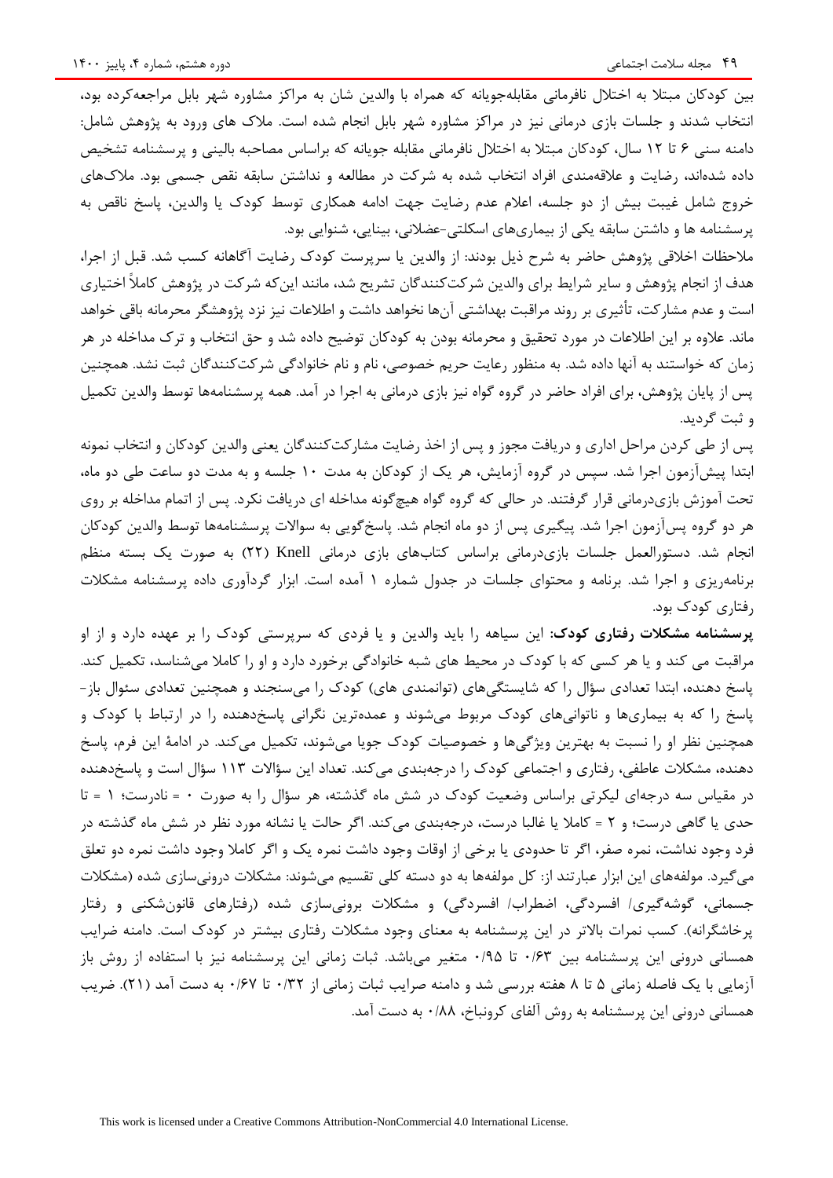بین کودکان مبتلا به اختلال نافرمانی مقابله‌جویانه که همراه با والدین شان به مراکز مشاوره شهر بابل مراجعه‌کرده بود، انتخاب شدند و جلسات بازی درمانی نیز در مراکز مشاوره شهر بابل انجام شده است. ملاک های ورود به پژوهش شامل: دامنه سنی ۶ تا ۱۲ سال، کودکان مبتلا به اختلال نافرمانی مقابله جویانه که براساس مصاحبه بالینی و پرسشنامه تشخیص داده شده‌اند، رضایت و علاقه‌مندی افراد انتخاب شده به شرکت در مطالعه و نداشتن سابقه نقص جسمی بود. ملاک‌های خروج شامل غیبت بیش از دو جلسه، اعلام عدم رضایت جهت ادامه همکاری توسط کودک یا والدین، پاسخ ناقص به پرسشنامه ها و داشتن سابقه یکی از بیماری‌های اسکلتی-عضلانی، بینایی، شنوایی بود.

ملاحظات اخلاقی پژوهش حاضر به شرح ذیل بودند: از والدین یا سرپرست کودک رضایت آگاهانه کسب شد. قبل از اجرا، هدف از انجام پژوهش و سایر شرایط برای والدین شرکت‌کنندگان تشریح شد، مانند این‌که شرکت در پژوهش کاملاً اختیاری است و عدم مشارکت، تأثیری بر روند مراقبت بهداشتی آن‌ها نخواهد داشت و اطلاعات نیز نزد پژوهشگر محرمانه باقی خواهد ماند. علاوه بر این اطلاعات در مورد تحقیق و محرمانه بودن به کودکان توضیح داده شد و حق انتخاب و ترک مداخله در هر زمان که خواستند به آنها داده شد. به منظور رعایت حریم خصوصی، نام و نام خانوادگی شرکت‌کنندگان ثبت نشد. همچنین پس از پایان پژوهش، برای افراد حاضر در گروه گواه نیز بازی درمانی به اجرا در آمد. همه پرسشنامه‌ها توسط والدین تکمیل و ثبت گردید.

پس از طی کردن مراحل اداری و دریافت مجوز و پس از اخذ رضایت مشارکت‌کنندگان یعنی والدین کودکان و انتخاب نمونه ابتدا پیش‌آزمون اجرا شد. سپس در گروه آزمایش، هر یک از کودکان به مدت ۱۰ جلسه و به مدت دو ساعت طی دو ماه، تحت آموزش بازی‌درمانی قرار گرفتند. در حالی که گروه گواه هیچ‌گونه مداخله ای دریافت نکرد. پس از اتمام مداخله بر روی هر دو گروه پس‌آزمون اجرا شد. پیگیری پس از دو ماه انجام شد. پاسخ‌گویی به سوالات پرسشنامه‌ها توسط والدین کودکان انجام شد. دستورالعمل جلسات بازی‌درمانی براساس کتاب‌های بازی درمانی Knell (۲۲) به صورت یک بسته منظم برنامه‌ریزی و اجرا شد. برنامه و محتوای جلسات در جدول شماره ۱ آمده است. ابزار گردآوری داده پرسشنامه مشکلات رفتاری کودک بود.

**پرسشنامه مشکلات رفتاری کودک:** این سیاهه را باید والدین و یا فردی که سرپرستی کودک را بر عهده دارد و از او مراقبت می کند و یا هر کسی که با کودک در محیط های شبه خانوادگی برخورد دارد و او را کاملا می‌شناسد، تکمیل کند. پاسخ دهنده، ابتدا تعدادی سؤال را که شایستگی‌های (توانمندی های) کودک را می‌سنجند و همچنین تعدادی سئوال باز-پاسخ را که به بیماری‌ها و ناتوانی‌های کودک مربوط می‌شوند و عمده‌ترین نگرانی پاسخ‌دهنده را در ارتباط با کودک و همچنین نظر او را نسبت به بهترین ویژگی‌ها و خصوصیات کودک جویا می‌شوند، تکمیل می‌کند. در ادامهٔ این فرم، پاسخ دهنده، مشکلات عاطفی، رفتاری و اجتماعی کودک را درجه‌بندی می‌کند. تعداد این سؤالات ۱۱۳ سؤال است و پاسخ‌دهنده در مقیاس سه درجه‌ای لیکرتی براساس وضعیت کودک در شش ماه گذشته، هر سؤال را به صورت ۰ = نادرست؛ ۱ = تا حدی یا گاهی درست؛ و ۲ = کاملا یا غالبا درست، درجه‌بندی می‌کند. اگر حالت یا نشانه مورد نظر در شش ماه گذشته در فرد وجود نداشت، نمره صفر، اگر تا حدودی یا برخی از اوقات وجود داشت نمره یک و اگر کاملا وجود داشت نمره دو تعلق می‌گیرد. مولفه‌های این ابزار عبارتند از: کل مولفه‌ها به دو دسته کلی تقسیم می‌شوند: مشکلات درونی‌سازی شده (مشکلات جسمانی، گوشه‌گیری/ افسردگی، اضطراب/ افسردگی) و مشکلات برونی‌سازی شده (رفتارهای قانون‌شکنی و رفتار پرخاشگرانه). کسب نمرات بالاتر در این پرسشنامه به معنای وجود مشکلات رفتاری بیشتر در کودک است. دامنه ضرایب همسانی درونی این پرسشنامه بین ۰/۶۳ تا ۰/۹۵ متغیر می‌باشد. ثبات زمانی این پرسشنامه نیز با استفاده از روش باز آزمایی با یک فاصله زمانی ۵ تا ۸ هفته بررسی شد و دامنه ضرایب ثبات زمانی از ۰/۳۲ تا ۰/۶۷ به دست آمد (۲۱). ضریب همسانی درونی این پرسشنامه به روش آلفای کرونباخ، ۰/۸۸ به دست آمد.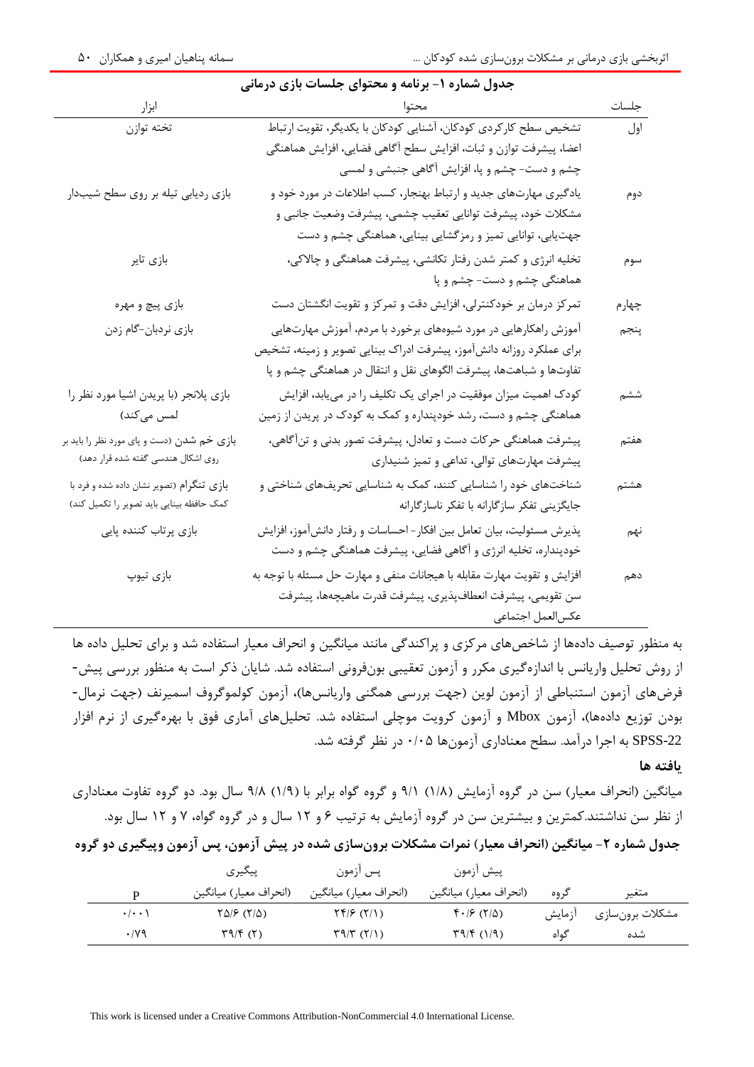**جدول شماره ۱- برنامه و محتوای جلسات بازی درمانی**

| جلسات | محتوا | ابزار |
|---|---|---|
| اول | تشخیص سطح کارکردی کودکان، آشنایی کودکان با یکدیگر، تقویت ارتباط اعضا، پیشرفت توازن و ثبات، افزایش سطح آگاهی فضایی، افزایش هماهنگی چشم و دست- چشم و پا، افزایش آگاهی جنبشی و لمسی | تخته توازن |
| دوم | یادگیری مهارت‌های جدید و ارتباط بهنجار، کسب اطلاعات در مورد خود و مشکلات خود، پیشرفت توانایی تعقیب چشمی، پیشرفت وضعیت جانبی و جهت‌یابی، توانایی تمیز و رمزگشایی بینایی، هماهنگی چشم و دست | بازی ردیابی تیله بر روی سطح شیب‌دار |
| سوم | تخلیه انرژی و کمتر شدن رفتار تکانشی، پیشرفت هماهنگی و چالاکی، هماهنگی چشم و دست- چشم و پا | بازی تایر |
| چهارم | تمرکز درمان بر خودکنترلی، افزایش دقت و تمرکز و تقویت انگشتان دست | بازی پیچ و مهره |
| پنجم | آموزش راهکارهایی در مورد شیوه‌های برخورد با مردم، آموزش مهارت‌هایی برای عملکرد روزانه دانش‌آموز، پیشرفت ادراک بینایی تصویر و زمینه، تشخیص تفاوت‌ها و شباهت‌ها، پیشرفت الگوهای نقل و انتقال در هماهنگی چشم و پا | بازی نردبان-گام زدن |
| ششم | کودک اهمیت میزان موفقیت در اجرای یک تکلیف را در می‌یابد، افزایش هماهنگی چشم و دست، رشد خودپنداره و کمک به کودک در پریدن از زمین | بازی پلانجر (با پریدن اشیا مورد نظر را لمس می‌کند) |
| هفتم | پیشرفت هماهنگی حرکات دست و تعادل، پیشرفت تصور بدنی و تن‌آگاهی، پیشرفت مهارت‌های توالی، تداعی و تمیز شنیداری | بازی خم شدن (دست و پای مورد نظر را باید بر روی اشکال هندسی گفته شده قرار دهد) |
| هشتم | شناخت‌های خود را شناسایی کنند، کمک به شناسایی تحریف‌های شناختی و جایگزینی تفکر سازگارانه با تفکر ناسازگارانه | بازی تنگرام (تصویر نشان داده شده و فرد با کمک حافظه بینایی باید تصویر را تکمیل کند) |
| نهم | پذیرش مسئولیت، بیان تعامل بین افکار- احساسات و رفتار دانش‌آموز، افزایش خودپنداره، تخلیه انرژی و آگاهی فضایی، پیشرفت هماهنگی چشم و دست | بازی پرتاب کننده پایی |
| دهم | افزایش و تقویت مهارت مقابله با هیجانات منفی و مهارت حل مسئله با توجه به سن تقویمی، پیشرفت انعطاف‌پذیری، پیشرفت قدرت ماهیچه‌ها، پیشرفت عکس‌العمل اجتماعی | بازی تیوپ |

به منظور توصیف داده‌ها از شاخص‌های مرکزی و پراکندگی مانند میانگین و انحراف معیار استفاده شد و برای تحلیل داده ها از روش تحلیل واریانس با اندازه‌گیری مکرر و آزمون تعقیبی بون‌فرونی استفاده شد. شایان ذکر است به منظور بررسی پیش-فرض‌های آزمون استنباطی از آزمون لوین (جهت بررسی همگنی واریانس‌ها)، آزمون کولموگروف اسمیرنف (جهت نرمال-بودن توزیع داده‌ها)، آزمون Mbox و آزمون کرویت موچلی استفاده شد. تحلیل‌های آماری فوق با بهره‌گیری از نرم افزار SPSS-22 به اجرا درآمد. سطح معناداری آزمون‌ها ۰/۰۵ در نظر گرفته شد.

### یافته ها

میانگین (انحراف معیار) سن در گروه آزمایش (۱/۸) ۹/۱ و گروه گواه برابر با (۱/۹) ۹/۸ سال بود. دو گروه تفاوت معناداری از نظر سن نداشتند.کمترین و بیشترین سن در گروه آزمایش به ترتیب ۶ و ۱۲ سال و در گروه گواه، ۷ و ۱۲ سال بود.

**جدول شماره ۲- میانگین (انحراف معیار) نمرات مشکلات برون‌سازی شده در پیش آزمون، پس آزمون وپیگیری دو گروه**

| متغیر | گروه | پیش آزمون (انحراف معیار) میانگین | پس آزمون (انحراف معیار) میانگین | پیگیری (انحراف معیار) میانگین | P |
|---|---|---|---|---|---|
| مشکلات برون‌سازی شده | آزمایش | (۲/۵) ۴۰/۶ | (۲/۱) ۲۴/۶ | (۲/۵) ۲۵/۶ | ۰/۰۰۱ |
| | گواه | (۱/۹) ۳۹/۴ | (۲/۱) ۳۹/۳ | (۲) ۳۹/۴ | ۰/۷۹ |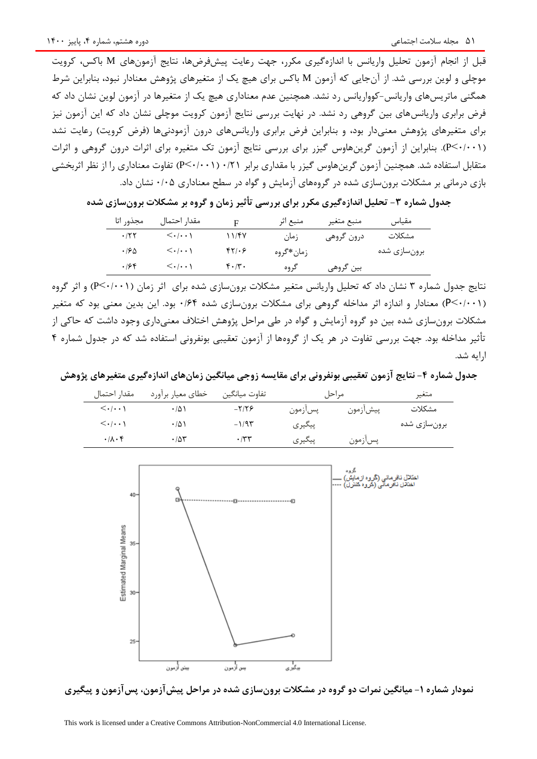قبل از انجام آزمون تحلیل واریانس با اندازه‌گیری مکرر، جهت رعایت پیش‌فرض‌ها، نتایج آزمون‌های M باکس، کرویت موچلی و لوین بررسی شد. از آن‌جایی که آزمون M باکس برای هیچ یک از متغیرهای پژوهش معنادار نبود، بنابراین شرط همگنی ماتریس‌های واریانس-کوواریانس رد نشد. همچنین عدم معناداری هیچ یک از متغیرها در آزمون لوین نشان داد که فرض برابری واریانس‌های بین گروهی رد نشد. در نهایت بررسی نتایج آزمون کرویت موچلی نشان داد که این آزمون نیز برای متغیرهای پژوهش معنی‌دار بود، و بنابراین فرض برابری واریانس‌های درون آزمودنی‌ها (فرض کرویت) رعایت نشد (P<۰/۰۰۱). بنابراین از آزمون گرین‌هاوس گیزر برای بررسی نتایج آزمون تک متغیره برای اثرات درون گروهی و اثرات متقابل استفاده شد. همچنین آزمون گرین‌هاوس گیزر با مقداری برابر ۰/۲۱ (P<۰/۰۰۱) تفاوت معناداری را از نظر اثربخشی بازی درمانی بر مشکلات برون‌سازی شده در گروه‌های آزمایش و گواه در سطح معناداری ۰/۰۵ نشان داد.

**جدول شماره ۳- تحلیل اندازه‌گیری مکرر برای بررسی تأثیر زمان و گروه بر مشکلات برون‌سازی شده**

| مقیاس | منبع متغیر | منبع اثر | F | مقدار احتمال | مجذور اتا |
|---|---|---|---|---|---|
| مشکلات | درون گروهی | زمان | ۱۱/۴۷ | <۰/۰۰۱ | ۰/۲۲ |
| برون‌سازی شده | | زمان*گروه | ۴۲/۰۶ | <۰/۰۰۱ | ۰/۶۵ |
| | بین گروهی | گروه | ۴۰/۳۰ | <۰/۰۰۱ | ۰/۶۴ |

نتایج جدول شماره ۳ نشان داد که تحلیل واریانس متغیر مشکلات برون‌سازی شده برای اثر زمان (P<۰/۰۰۱) و اثر گروه (P<۰/۰۰۱) معنادار و اندازه اثر مداخله گروهی برای مشکلات برون‌سازی شده ۰/۶۴ بود. این بدین معنی بود که متغیر مشکلات برون‌سازی شده بین دو گروه آزمایش و گواه در طی مراحل پژوهش اختلاف معنی‌داری وجود داشت که حاکی از تأثیر مداخله بود. جهت بررسی تفاوت در هر یک از گروه‌ها از آزمون تعقیبی بونفرونی استفاده شد که در جدول شماره ۴ ارایه شد.

**جدول شماره ۴- نتایج آزمون تعقیبی بونفرونی برای مقایسه زوجی میانگین زمان‌های اندازه‌گیری متغیرهای پژوهش**

| متغیر | مراحل | | تفاوت میانگین | خطای معیار برآورد | مقدار احتمال |
|---|---|---|---|---|---|
| مشکلات | پیش‌آزمون | پس‌آزمون | -۲/۲۶ | ۰/۵۱ | <۰/۰۰۱ |
| برون‌سازی شده | | پیگیری | -۱/۹۳ | ۰/۵۱ | <۰/۰۰۱ |
| | پس‌آزمون | پیگیری | ۰/۳۳ | ۰/۵۳ | ۰/۸۰۴ |

**نمودار شماره ۱- میانگین نمرات دو گروه در مشکلات برون‌سازی شده در مراحل پیش‌آزمون، پس‌آزمون و پیگیری**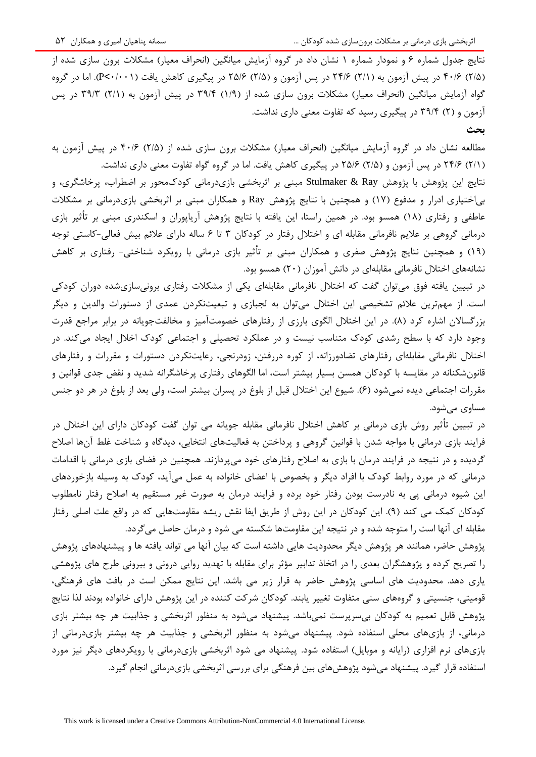نتایج جدول شماره ۶ و نمودار شماره ۱ نشان داد در گروه آزمایش میانگین (انحراف معیار) مشکلات برون سازی شده از (۲/۵) ۴۰/۶ در پیش آزمون به (۲/۱) ۲۴/۶ در پس آزمون و (۲/۵) ۲۵/۶ در پیگیری کاهش یافت ($P<0.001$). اما در گروه گواه آزمایش میانگین (انحراف معیار) مشکلات برون سازی شده از (۱/۹) ۳۹/۴ در پیش آزمون به (۲/۱) ۳۹/۳ در پس آزمون و (۲) ۳۹/۴ در پیگیری رسید که تفاوت معنی داری نداشت.

**بحث**

مطالعه نشان داد در گروه آزمایش میانگین (انحراف معیار) مشکلات برون سازی شده از (۲/۵) ۴۰/۶ در پیش آزمون به (۲/۱) ۲۴/۶ در پس آزمون و (۲/۵) ۲۵/۶ در پیگیری کاهش یافت. اما در گروه گواه تفاوت معنی داری نداشت.

نتایج این پژوهش با پژوهش Stulmaker & Ray مبنی بر اثربخشی بازی‌درمانی کودک‌محور بر اضطراب، پرخاشگری، و بی‌اختیاری ادرار و مدفوع (۱۷) و همچنین با نتایج پژوهش Ray و همکاران مبنی بر اثربخشی بازی‌درمانی بر مشکلات عاطفی و رفتاری (۱۸) همسو بود. در همین راستا، این یافته با نتایج پژوهش آریاپوران و اسکندری مبنی بر تأثیر بازی درمانی گروهی بر علایم نافرمانی مقابله ای و اختلال رفتار در کودکان ۳ تا ۶ ساله دارای علائم بیش فعالی-کاستی توجه (۱۹) و همچنین نتایج پژوهش صفری و همکاران مبنی بر تأثیر بازی درمانی با رویکرد شناختی- رفتاری بر کاهش نشانه‌های اختلال نافرمانی مقابله‌ای در دانش آموزان (۲۰) همسو بود.

در تبیین یافته فوق می‌توان گفت که اختلال نافرمانی مقابله‌ای یکی از مشکلات رفتاری برونی‌سازی‌شده دوران کودکی است. از مهم‌ترین علائم تشخیصی این اختلال می‌توان به لجبازی و تبعیت‌نکردن عمدی از دستورات والدین و دیگر بزرگسالان اشاره کرد (۸). در این اختلال الگوی بارزی از رفتارهای خصومت‌آمیز و مخالفت‌جویانه در برابر مراجع قدرت وجود دارد که با سطح رشدی کودک متناسب نیست و در عملکرد تحصیلی و اجتماعی کودک اخلال ایجاد می‌کند. در اختلال نافرمانی مقابله‌ای رفتارهای تضادورزانه، از کوره دررفتن، زودرنجی، رعایت‌نکردن دستورات و مقررات و رفتارهای قانون‌شکنانه در مقایسه با کودکان همسن بسیار بیشتر است، اما الگوهای رفتاری پرخاشگرانه شدید و نقض جدی قوانین و مقررات اجتماعی دیده نمی‌شود (۶). شیوع این اختلال قبل از بلوغ در پسران بیشتر است، ولی بعد از بلوغ در هر دو جنس مساوی می‌شود.

در تبیین تأثیر روش بازی درمانی بر کاهش اختلال نافرمانی مقابله جویانه می توان گفت کودکان دارای این اختلال در فرایند بازی درمانی با مواجه شدن با قوانین گروهی و پرداختن به فعالیت‌های انتخابی، دیدگاه و شناخت غلط آن‌ها اصلاح گردیده و در نتیجه در فرایند درمان با بازی به اصلاح رفتارهای خود می‌پردازند. همچنین در فضای بازی درمانی با اقدامات درمانی که در مورد روابط کودک با افراد دیگر و بخصوص با اعضای خانواده به عمل می‌آید، کودک به وسیله بازخوردهای این شیوه درمانی پی به نادرست بودن رفتار خود برده و فرایند درمان به صورت غیر مستقیم به اصلاح رفتار نامطلوب کودکان کمک می کند (۹). این کودکان در این روش از طریق ایفا نقش ریشه مقاومت‌هایی که در واقع علت اصلی رفتار مقابله ای آنها است را متوجه شده و در نتیجه این مقاومت‌ها شکسته می شود و درمان حاصل می‌گردد.

پژوهش حاضر، همانند هر پژوهش دیگر محدودیت هایی داشته است که بیان آنها می تواند یافته ها و پیشنهادهای پژوهش را تصریح کرده و پژوهشگران بعدی را در اتخاذ تدابیر مؤثر برای مقابله با تهدید روایی درونی و بیرونی طرح های پژوهشی یاری دهد. محدودیت های اساسی پژوهش حاضر به قرار زیر می باشد. این نتایج ممکن است در بافت های فرهنگی، قومیتی، جنسیتی و گروه‌های سنی متفاوت تغییر یابند. کودکان شرکت کننده در این پژوهش دارای خانواده بودند لذا نتایج پژوهش قابل تعمیم به کودکان بی‌سرپرست نمی‌باشد. پیشنهاد می‌شود به منظور اثربخشی و جذابیت هر چه بیشتر بازی درمانی، از بازی‌های محلی استفاده شود. پیشنهاد می‌شود به منظور اثربخشی و جذابیت هر چه بیشتر بازی‌درمانی از بازی‌های نرم افزاری (رایانه و موبایل) استفاده شود. پیشنهاد می شود اثربخشی بازی‌درمانی با رویکردهای دیگر نیز مورد استفاده قرار گیرد. پیشنهاد می‌شود پژوهش‌های بین فرهنگی برای بررسی اثربخشی بازی‌درمانی انجام گیرد.

This work is licensed under a Creative Commons Attribution-NonCommercial 4.0 International License.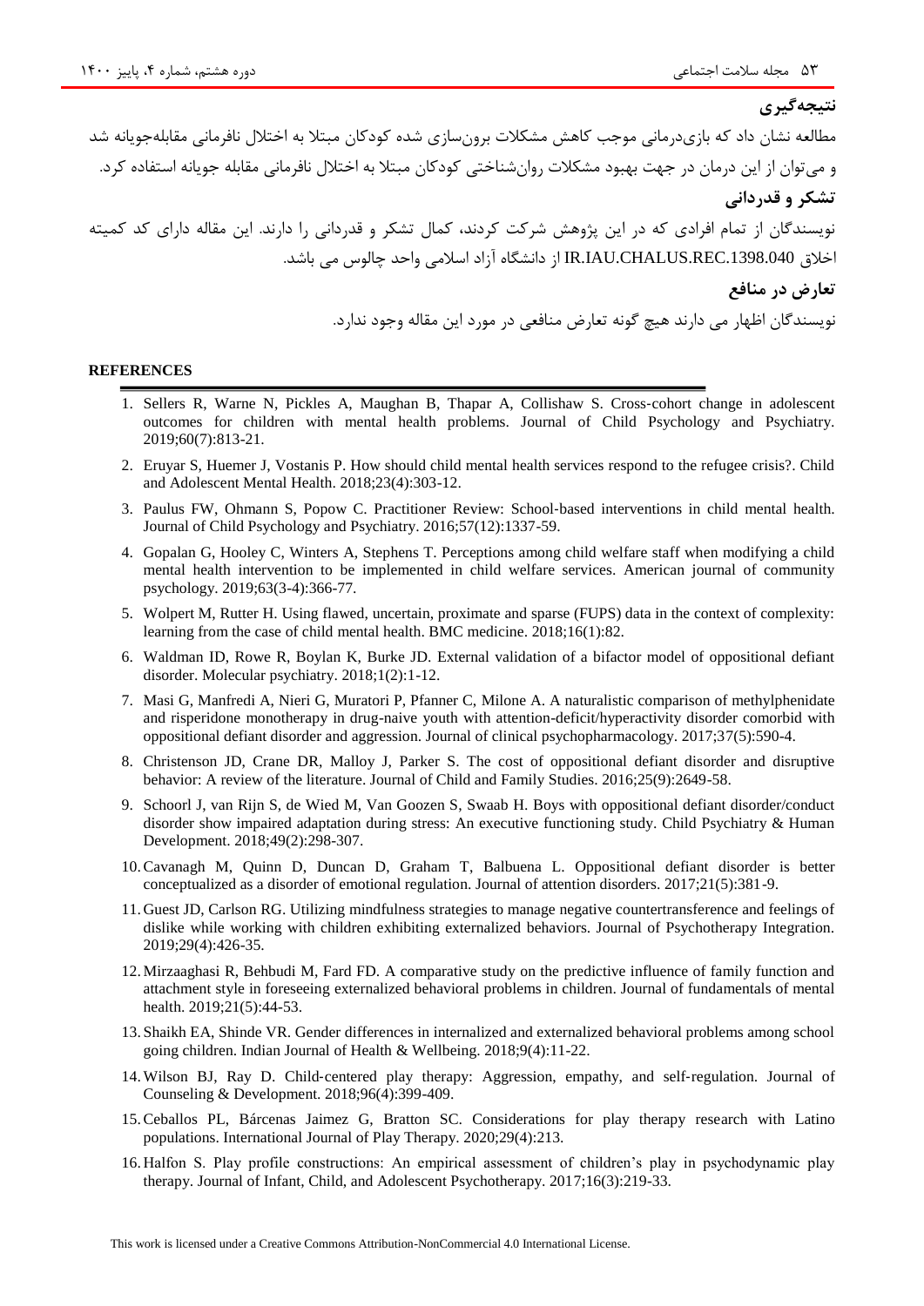## نتیجه‌گیری

مطالعه نشان داد که بازی‌درمانی موجب کاهش مشکلات برون‌سازی شده کودکان مبتلا به اختلال نافرمانی مقابله‌جویانه شد و می‌توان از این درمان در جهت بهبود مشکلات روان‌شناختی کودکان مبتلا به اختلال نافرمانی مقابله جویانه استفاده کرد.

## تشکر و قدردانی

نویسندگان از تمام افرادی که در این پژوهش شرکت کردند، کمال تشکر و قدردانی را دارند. این مقاله دارای کد کمیته اخلاق IR.IAU.CHALUS.REC.1398.040 از دانشگاه آزاد اسلامی واحد چالوس می باشد.

## تعارض در منافع

نویسندگان اظهار می دارند هیچ گونه تعارض منافعی در مورد این مقاله وجود ندارد.

## REFERENCES

1. Sellers R, Warne N, Pickles A, Maughan B, Thapar A, Collishaw S. Cross-cohort change in adolescent outcomes for children with mental health problems. Journal of Child Psychology and Psychiatry. 2019;60(7):813-21.
2. Eruyar S, Huemer J, Vostanis P. How should child mental health services respond to the refugee crisis?. Child and Adolescent Mental Health. 2018;23(4):303-12.
3. Paulus FW, Ohmann S, Popow C. Practitioner Review: School-based interventions in child mental health. Journal of Child Psychology and Psychiatry. 2016;57(12):1337-59.
4. Gopalan G, Hooley C, Winters A, Stephens T. Perceptions among child welfare staff when modifying a child mental health intervention to be implemented in child welfare services. American journal of community psychology. 2019;63(3-4):366-77.
5. Wolpert M, Rutter H. Using flawed, uncertain, proximate and sparse (FUPS) data in the context of complexity: learning from the case of child mental health. BMC medicine. 2018;16(1):82.
6. Waldman ID, Rowe R, Boylan K, Burke JD. External validation of a bifactor model of oppositional defiant disorder. Molecular psychiatry. 2018;1(2):1-12.
7. Masi G, Manfredi A, Nieri G, Muratori P, Pfanner C, Milone A. A naturalistic comparison of methylphenidate and risperidone monotherapy in drug-naive youth with attention-deficit/hyperactivity disorder comorbid with oppositional defiant disorder and aggression. Journal of clinical psychopharmacology. 2017;37(5):590-4.
8. Christenson JD, Crane DR, Malloy J, Parker S. The cost of oppositional defiant disorder and disruptive behavior: A review of the literature. Journal of Child and Family Studies. 2016;25(9):2649-58.
9. Schoorl J, van Rijn S, de Wied M, Van Goozen S, Swaab H. Boys with oppositional defiant disorder/conduct disorder show impaired adaptation during stress: An executive functioning study. Child Psychiatry & Human Development. 2018;49(2):298-307.
10. Cavanagh M, Quinn D, Duncan D, Graham T, Balbuena L. Oppositional defiant disorder is better conceptualized as a disorder of emotional regulation. Journal of attention disorders. 2017;21(5):381-9.
11. Guest JD, Carlson RG. Utilizing mindfulness strategies to manage negative countertransference and feelings of dislike while working with children exhibiting externalized behaviors. Journal of Psychotherapy Integration. 2019;29(4):426-35.
12. Mirzaaghasi R, Behbudi M, Fard FD. A comparative study on the predictive influence of family function and attachment style in foreseeing externalized behavioral problems in children. Journal of fundamentals of mental health. 2019;21(5):44-53.
13. Shaikh EA, Shinde VR. Gender differences in internalized and externalized behavioral problems among school going children. Indian Journal of Health & Wellbeing. 2018;9(4):11-22.
14. Wilson BJ, Ray D. Child-centered play therapy: Aggression, empathy, and self-regulation. Journal of Counseling & Development. 2018;96(4):399-409.
15. Ceballos PL, Bárcenas Jaimez G, Bratton SC. Considerations for play therapy research with Latino populations. International Journal of Play Therapy. 2020;29(4):213.
16. Halfon S. Play profile constructions: An empirical assessment of children's play in psychodynamic play therapy. Journal of Infant, Child, and Adolescent Psychotherapy. 2017;16(3):219-33.

This work is licensed under a Creative Commons Attribution-NonCommercial 4.0 International License.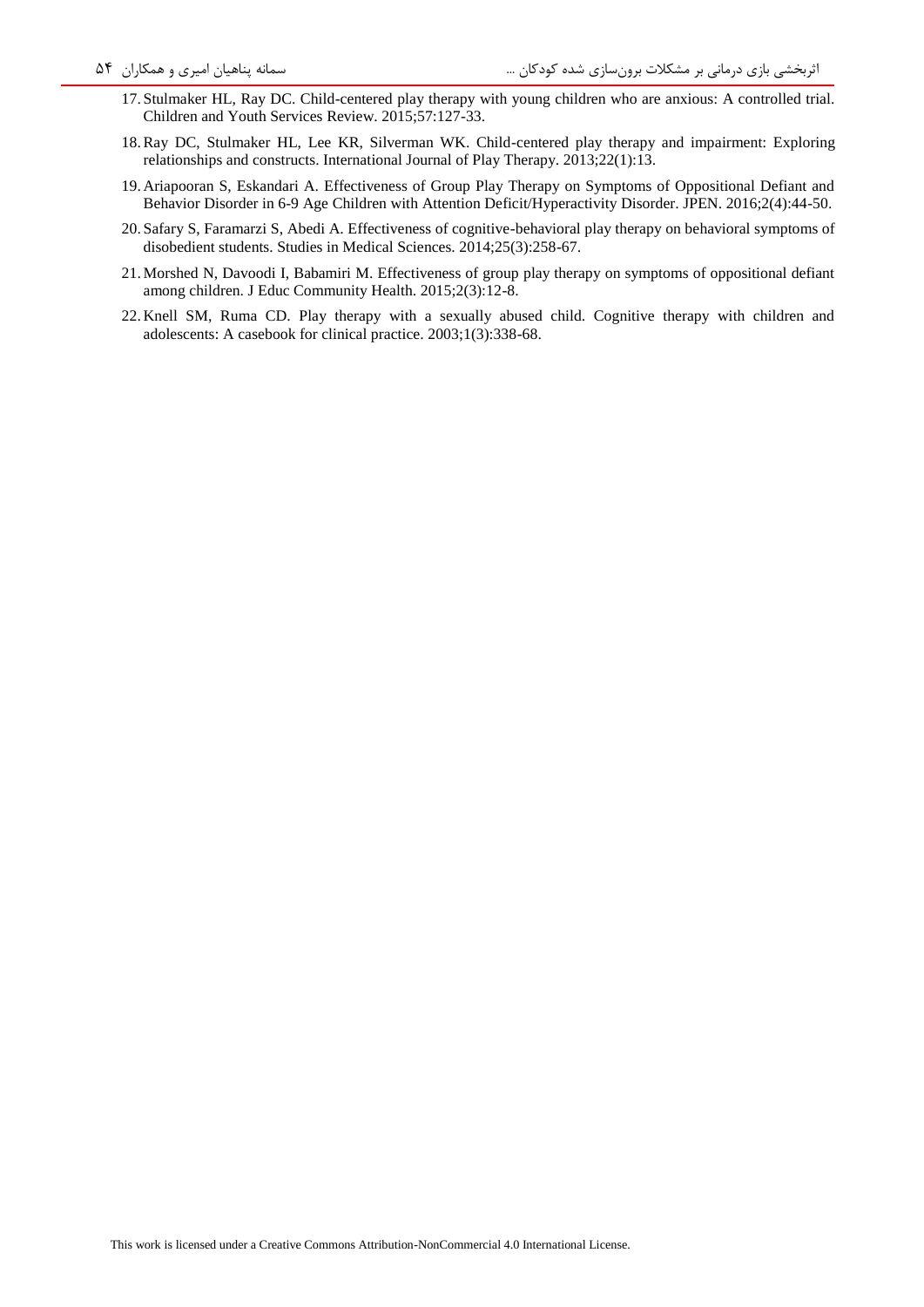17. Stulmaker HL, Ray DC. Child-centered play therapy with young children who are anxious: A controlled trial. Children and Youth Services Review. 2015;57:127-33.
18. Ray DC, Stulmaker HL, Lee KR, Silverman WK. Child-centered play therapy and impairment: Exploring relationships and constructs. International Journal of Play Therapy. 2013;22(1):13.
19. Ariapooran S, Eskandari A. Effectiveness of Group Play Therapy on Symptoms of Oppositional Defiant and Behavior Disorder in 6-9 Age Children with Attention Deficit/Hyperactivity Disorder. JPEN. 2016;2(4):44-50.
20. Safary S, Faramarzi S, Abedi A. Effectiveness of cognitive-behavioral play therapy on behavioral symptoms of disobedient students. Studies in Medical Sciences. 2014;25(3):258-67.
21. Morshed N, Davoodi I, Babamiri M. Effectiveness of group play therapy on symptoms of oppositional defiant among children. J Educ Community Health. 2015;2(3):12-8.
22. Knell SM, Ruma CD. Play therapy with a sexually abused child. Cognitive therapy with children and adolescents: A casebook for clinical practice. 2003;1(3):338-68.

This work is licensed under a Creative Commons Attribution-NonCommercial 4.0 International License.